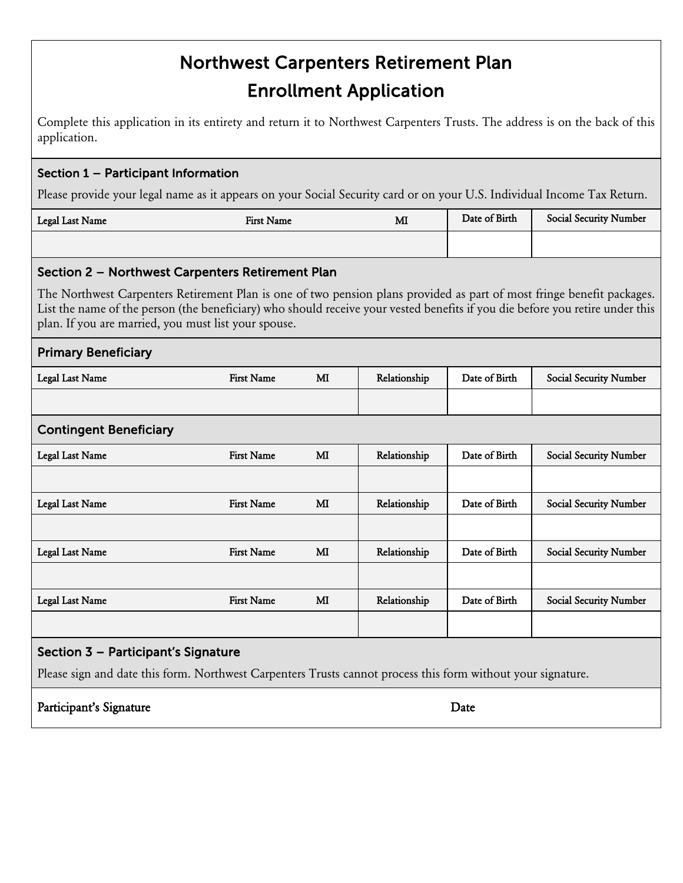# Northwest Carpenters Retirement Plan
# Enrollment Application

Complete this application in its entirety and return it to Northwest Carpenters Trusts. The address is on the back of this application.

## Section 1 – Participant Information

Please provide your legal name as it appears on your Social Security card or on your U.S. Individual Income Tax Return.

| Legal Last Name | First Name | MI | Date of Birth | Social Security Number |
|---|---|---|---|---|
| | | | | |

## Section 2 – Northwest Carpenters Retirement Plan

The Northwest Carpenters Retirement Plan is one of two pension plans provided as part of most fringe benefit packages. List the name of the person (the beneficiary) who should receive your vested benefits if you die before you retire under this plan. If you are married, you must list your spouse.

### Primary Beneficiary

| Legal Last Name | First Name | MI | Relationship | Date of Birth | Social Security Number |
|---|---|---|---|---|---|
| | | | | | |

### Contingent Beneficiary

| Legal Last Name | First Name | MI | Relationship | Date of Birth | Social Security Number |
|---|---|---|---|---|---|
| | | | | | |
| **Legal Last Name** | **First Name** | **MI** | **Relationship** | **Date of Birth** | **Social Security Number** |
| | | | | | |
| **Legal Last Name** | **First Name** | **MI** | **Relationship** | **Date of Birth** | **Social Security Number** |
| | | | | | |
| **Legal Last Name** | **First Name** | **MI** | **Relationship** | **Date of Birth** | **Social Security Number** |
| | | | | | |

## Section 3 – Participant's Signature

Please sign and date this form. Northwest Carpenters Trusts cannot process this form without your signature.

| Participant's Signature | Date |
|---|---|
| | |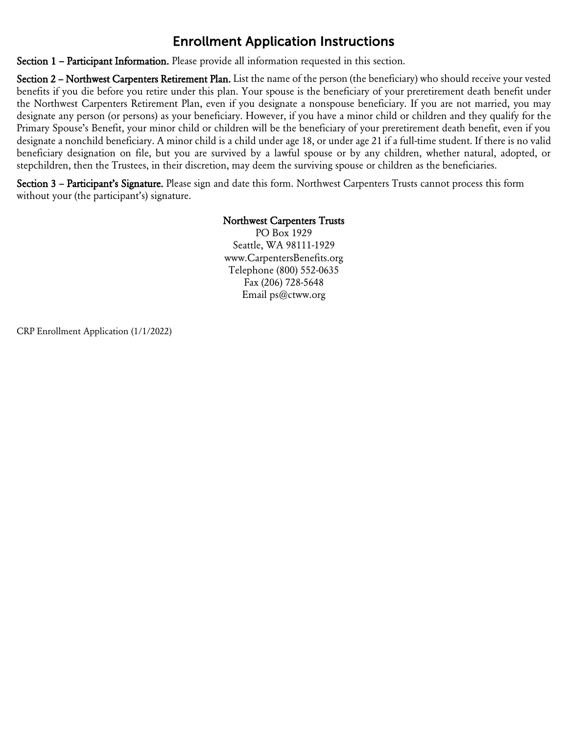# Enrollment Application Instructions

**Section 1 – Participant Information.** Please provide all information requested in this section.

**Section 2 – Northwest Carpenters Retirement Plan.** List the name of the person (the beneficiary) who should receive your vested benefits if you die before you retire under this plan. Your spouse is the beneficiary of your preretirement death benefit under the Northwest Carpenters Retirement Plan, even if you designate a nonspouse beneficiary. If you are not married, you may designate any person (or persons) as your beneficiary. However, if you have a minor child or children and they qualify for the Primary Spouse's Benefit, your minor child or children will be the beneficiary of your preretirement death benefit, even if you designate a nonchild beneficiary. A minor child is a child under age 18, or under age 21 if a full-time student. If there is no valid beneficiary designation on file, but you are survived by a lawful spouse or by any children, whether natural, adopted, or stepchildren, then the Trustees, in their discretion, may deem the surviving spouse or children as the beneficiaries.

**Section 3 – Participant's Signature.** Please sign and date this form. Northwest Carpenters Trusts cannot process this form without your (the participant's) signature.

**Northwest Carpenters Trusts**
PO Box 1929
Seattle, WA 98111-1929
www.CarpentersBenefits.org
Telephone (800) 552-0635
Fax (206) 728-5648
Email ps@ctww.org

CRP Enrollment Application (1/1/2022)